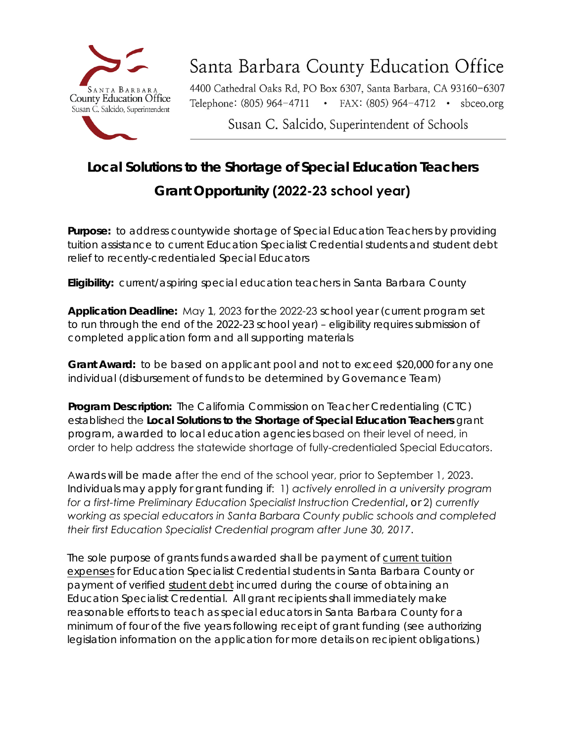# Santa Barbara County Education Office

4400 Cathedral Oaks Rd, PO Box 6307, Santa Barbara, CA 93160-6307
Telephone: (805) 964-4711 • FAX: (805) 964-4712 • sbceo.org

Susan C. Salcido, Superintendent of Schools

## Local Solutions to the Shortage of Special Education Teachers Grant Opportunity (2022-23 school year)

**Purpose:** to address countywide shortage of Special Education Teachers by providing tuition assistance to current Education Specialist Credential students and student debt relief to recently-credentialed Special Educators

**Eligibility:** current/aspiring special education teachers in Santa Barbara County

**Application Deadline:** May 1, 2023 for the 2022-23 school year (current program set to run through the end of the 2022-23 school year) – eligibility requires submission of completed application form and all supporting materials

**Grant Award:** to be based on applicant pool and not to exceed $20,000 for any one individual (disbursement of funds to be determined by Governance Team)

**Program Description:** The California Commission on Teacher Credentialing (CTC) established the **Local Solutions to the Shortage of Special Education Teachers** grant program, awarded to local education agencies based on their level of need, in order to help address the statewide shortage of fully-credentialed Special Educators.

Awards will be made after the end of the school year, prior to September 1, 2023. Individuals may apply for grant funding if: 1) *actively enrolled in a university program for a first-time Preliminary Education Specialist Instruction Credential*, or 2) *currently working as special educators in Santa Barbara County public schools and completed their first Education Specialist Credential program after June 30, 2017*.

The sole purpose of grants funds awarded shall be payment of <u>current tuition expenses</u> for Education Specialist Credential students in Santa Barbara County or payment of verified <u>student debt</u> incurred during the course of obtaining an Education Specialist Credential. All grant recipients shall immediately make reasonable efforts to teach as special educators in Santa Barbara County for a minimum of four of the five years following receipt of grant funding (see authorizing legislation information on the application for more details on recipient obligations.)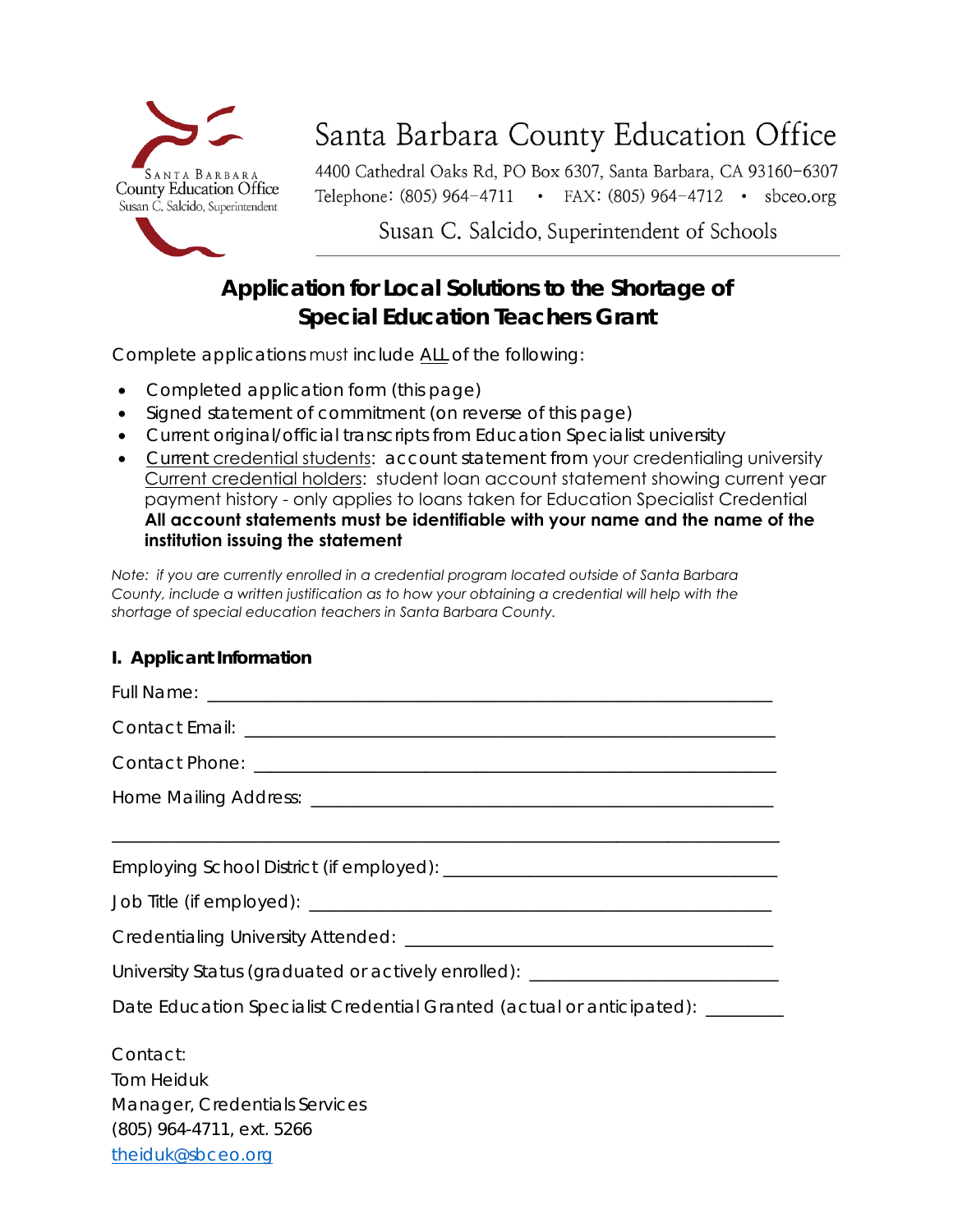Santa Barbara County Education Office

4400 Cathedral Oaks Rd, PO Box 6307, Santa Barbara, CA 93160-6307
Telephone: (805) 964-4711 • FAX: (805) 964-4712 • sbceo.org

Susan C. Salcido, Superintendent of Schools

# Application for Local Solutions to the Shortage of Special Education Teachers Grant

Complete applications must include ALL of the following:

- Completed application form (this page)
- Signed statement of commitment (on reverse of this page)
- Current original/official transcripts from Education Specialist university
- Current credential students: account statement from your credentialing university
  Current credential holders: student loan account statement showing current year payment history - only applies to loans taken for Education Specialist Credential
  **All account statements must be identifiable with your name and the name of the institution issuing the statement**

*Note: if you are currently enrolled in a credential program located outside of Santa Barbara County, include a written justification as to how your obtaining a credential will help with the shortage of special education teachers in Santa Barbara County.*

## I. Applicant Information

Full Name: ____________________________________________________________

Contact Email: __________________________________________________________

Contact Phone: _________________________________________________________

Home Mailing Address: ___________________________________________________

______________________________________________________________________

Employing School District (if employed): _____________________________________

Job Title (if employed): ___________________________________________________

Credentialing University Attended: _________________________________________

University Status (graduated or actively enrolled): _____________________________

Date Education Specialist Credential Granted (actual or anticipated): ________

Contact:
Tom Heiduk
Manager, Credentials Services
(805) 964-4711, ext. 5266
theiduk@sbceo.org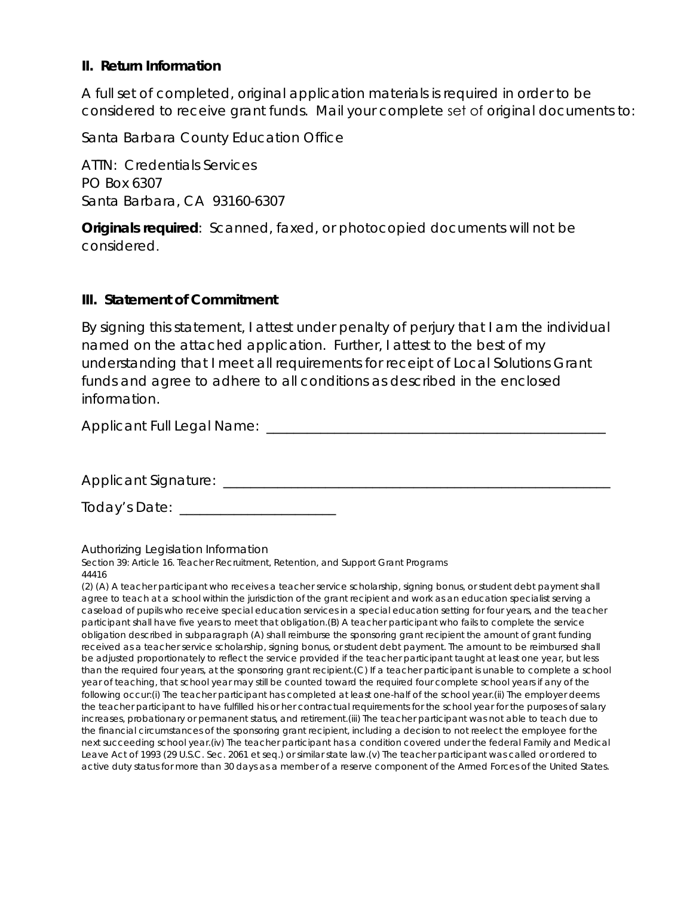## II. Return Information

A full set of completed, original application materials is required in order to be considered to receive grant funds. Mail your complete set of original documents to:

Santa Barbara County Education Office

ATTN: Credentials Services
PO Box 6307
Santa Barbara, CA 93160-6307

**Originals required**: Scanned, faxed, or photocopied documents will not be considered.

## III. Statement of Commitment

By signing this statement, I attest under penalty of perjury that I am the individual named on the attached application. Further, I attest to the best of my understanding that I meet all requirements for receipt of Local Solutions Grant funds and agree to adhere to all conditions as described in the enclosed information.

Applicant Full Legal Name: ______________________________________________

Applicant Signature: ______________________________________________________

Today's Date: ______________________

Authorizing Legislation Information

Section 39: Article 16. Teacher Recruitment, Retention, and Support Grant Programs
44416

(2) (A) A teacher participant who receives a teacher service scholarship, signing bonus, or student debt payment shall agree to teach at a school within the jurisdiction of the grant recipient and work as an education specialist serving a caseload of pupils who receive special education services in a special education setting for four years, and the teacher participant shall have five years to meet that obligation.(B) A teacher participant who fails to complete the service obligation described in subparagraph (A) shall reimburse the sponsoring grant recipient the amount of grant funding received as a teacher service scholarship, signing bonus, or student debt payment. The amount to be reimbursed shall be adjusted proportionately to reflect the service provided if the teacher participant taught at least one year, but less than the required four years, at the sponsoring grant recipient.(C) If a teacher participant is unable to complete a school year of teaching, that school year may still be counted toward the required four complete school years if any of the following occur:(i) The teacher participant has completed at least one-half of the school year.(ii) The employer deems the teacher participant to have fulfilled his or her contractual requirements for the school year for the purposes of salary increases, probationary or permanent status, and retirement.(iii) The teacher participant was not able to teach due to the financial circumstances of the sponsoring grant recipient, including a decision to not reelect the employee for the next succeeding school year.(iv) The teacher participant has a condition covered under the federal Family and Medical Leave Act of 1993 (29 U.S.C. Sec. 2061 et seq.) or similar state law.(v) The teacher participant was called or ordered to active duty status for more than 30 days as a member of a reserve component of the Armed Forces of the United States.